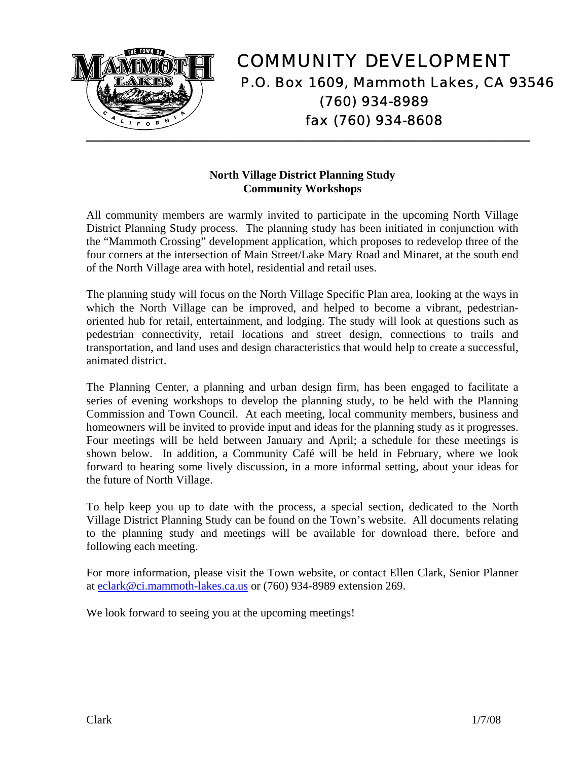# COMMUNITY DEVELOPMENT

P.O. Box 1609, Mammoth Lakes, CA 93546
(760) 934-8989
fax (760) 934-8608

## North Village District Planning Study
## Community Workshops

All community members are warmly invited to participate in the upcoming North Village District Planning Study process. The planning study has been initiated in conjunction with the "Mammoth Crossing" development application, which proposes to redevelop three of the four corners at the intersection of Main Street/Lake Mary Road and Minaret, at the south end of the North Village area with hotel, residential and retail uses.

The planning study will focus on the North Village Specific Plan area, looking at the ways in which the North Village can be improved, and helped to become a vibrant, pedestrian-oriented hub for retail, entertainment, and lodging. The study will look at questions such as pedestrian connectivity, retail locations and street design, connections to trails and transportation, and land uses and design characteristics that would help to create a successful, animated district.

The Planning Center, a planning and urban design firm, has been engaged to facilitate a series of evening workshops to develop the planning study, to be held with the Planning Commission and Town Council. At each meeting, local community members, business and homeowners will be invited to provide input and ideas for the planning study as it progresses. Four meetings will be held between January and April; a schedule for these meetings is shown below. In addition, a Community Café will be held in February, where we look forward to hearing some lively discussion, in a more informal setting, about your ideas for the future of North Village.

To help keep you up to date with the process, a special section, dedicated to the North Village District Planning Study can be found on the Town's website. All documents relating to the planning study and meetings will be available for download there, before and following each meeting.

For more information, please visit the Town website, or contact Ellen Clark, Senior Planner at eclark@ci.mammoth-lakes.ca.us or (760) 934-8989 extension 269.

We look forward to seeing you at the upcoming meetings!

Clark 1/7/08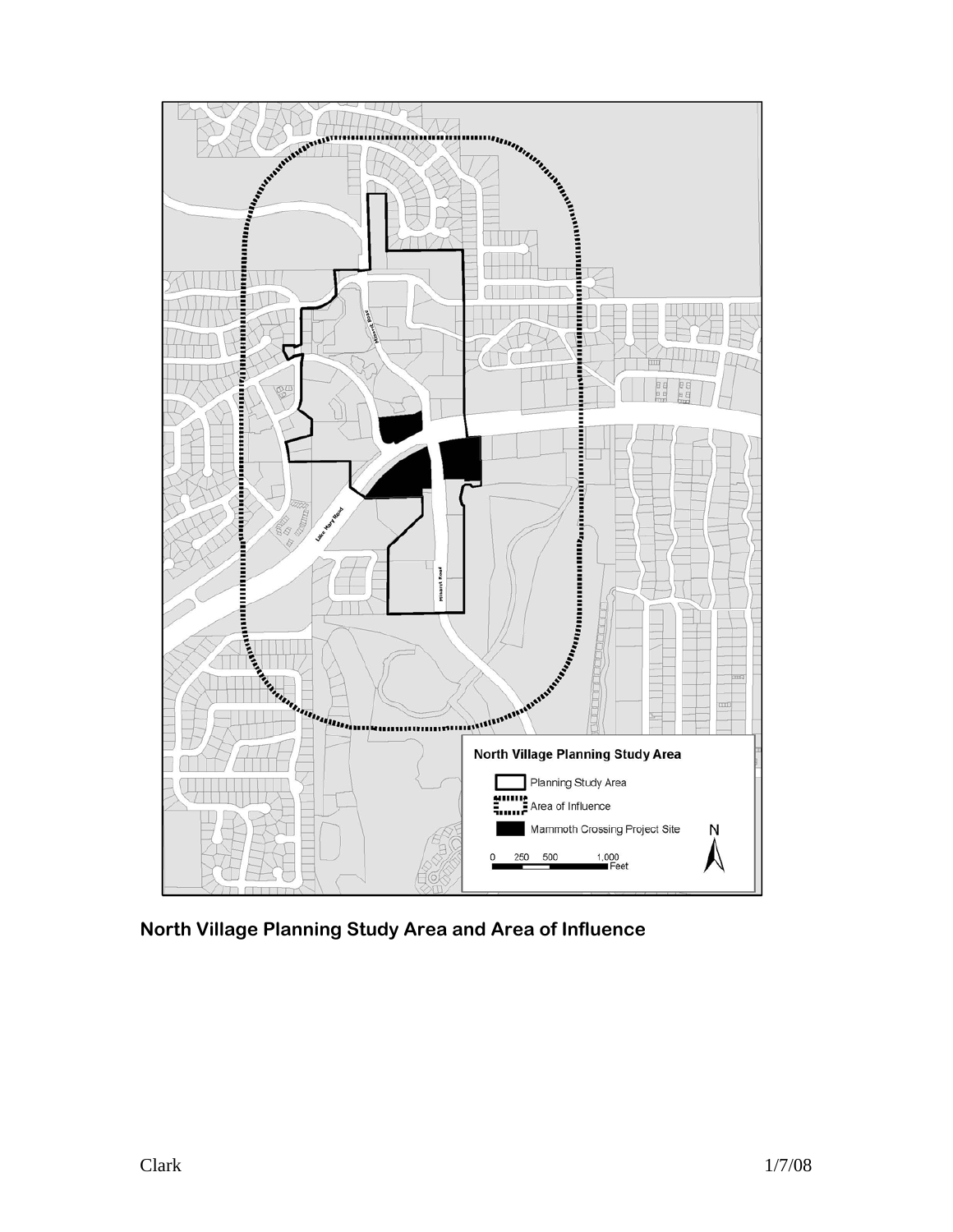**North Village Planning Study Area and Area of Influence**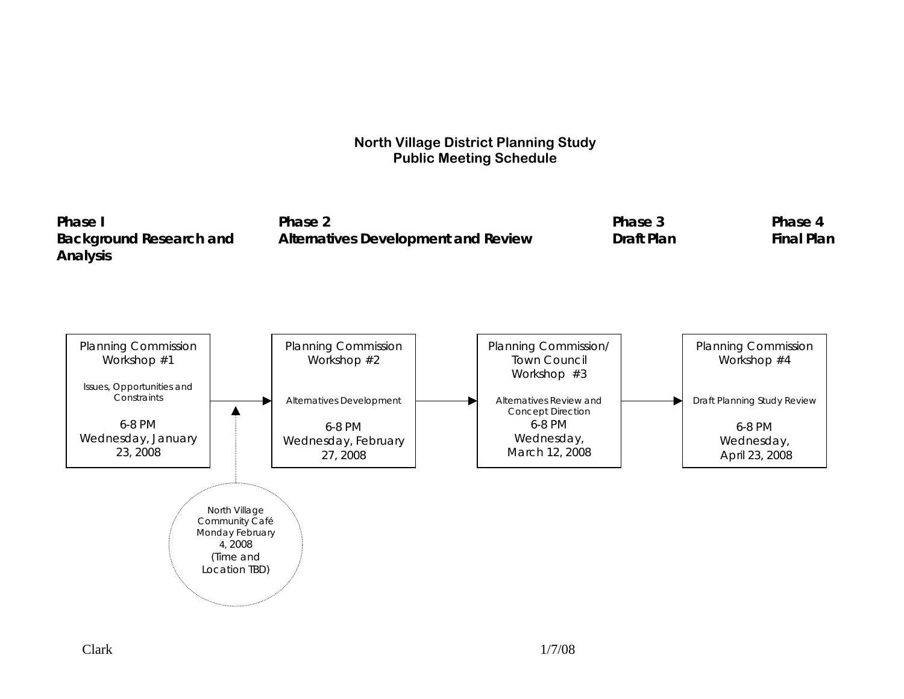## North Village District Planning Study
## Public Meeting Schedule

**Phase I**
**Background Research and Analysis**

Planning Commission Workshop #1

Issues, Opportunities and Constraints

6-8 PM
Wednesday, January 23, 2008

North Village Community Café
Monday February 4, 2008
(Time and Location TBD)

**Phase 2**
**Alternatives Development and Review**

Planning Commission Workshop #2

Alternatives Development

6-8 PM
Wednesday, February 27, 2008

Planning Commission/ Town Council Workshop #3

Alternatives Review and Concept Direction

6-8 PM
Wednesday, March 12, 2008

**Phase 3**
**Draft Plan**

**Phase 4**
**Final Plan**

Planning Commission Workshop #4

Draft Planning Study Review

6-8 PM
Wednesday, April 23, 2008

Clark 1/7/08